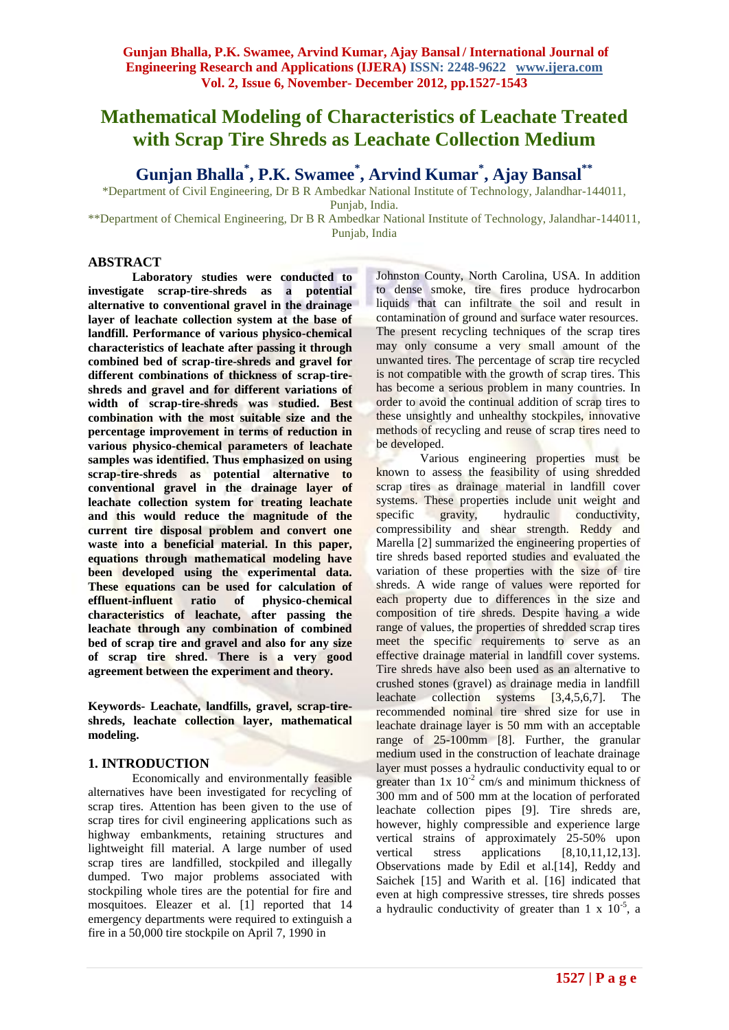# Mathematical Modeling of Characteristics of Leachate Treated with Scrap Tire Shreds as Leachate Collection Medium

## Gunjan Bhalla*, P.K. Swamee*, Arvind Kumar*, Ajay Bansal**

*Department of Civil Engineering, Dr B R Ambedkar National Institute of Technology, Jalandhar-144011, Punjab, India.

**Department of Chemical Engineering, Dr B R Ambedkar National Institute of Technology, Jalandhar-144011, Punjab, India

## ABSTRACT

**Laboratory studies were conducted to investigate scrap-tire-shreds as a potential alternative to conventional gravel in the drainage layer of leachate collection system at the base of landfill. Performance of various physico-chemical characteristics of leachate after passing it through combined bed of scrap-tire-shreds and gravel for different combinations of thickness of scrap-tire-shreds and gravel and for different variations of width of scrap-tire-shreds was studied. Best combination with the most suitable size and the percentage improvement in terms of reduction in various physico-chemical parameters of leachate samples was identified. Thus emphasized on using scrap-tire-shreds as potential alternative to conventional gravel in the drainage layer of leachate collection system for treating leachate and this would reduce the magnitude of the current tire disposal problem and convert one waste into a beneficial material. In this paper, equations through mathematical modeling have been developed using the experimental data. These equations can be used for calculation of effluent-influent ratio of physico-chemical characteristics of leachate, after passing the leachate through any combination of combined bed of scrap tire and gravel and also for any size of scrap tire shred. There is a very good agreement between the experiment and theory.**

**Keywords- Leachate, landfills, gravel, scrap-tire-shreds, leachate collection layer, mathematical modeling.**

## 1. INTRODUCTION

Economically and environmentally feasible alternatives have been investigated for recycling of scrap tires. Attention has been given to the use of scrap tires for civil engineering applications such as highway embankments, retaining structures and lightweight fill material. A large number of used scrap tires are landfilled, stockpiled and illegally dumped. Two major problems associated with stockpiling whole tires are the potential for fire and mosquitoes. Eleazer et al. [1] reported that 14 emergency departments were required to extinguish a fire in a 50,000 tire stockpile on April 7, 1990 in Johnston County, North Carolina, USA. In addition to dense smoke, tire fires produce hydrocarbon liquids that can infiltrate the soil and result in contamination of ground and surface water resources. The present recycling techniques of the scrap tires may only consume a very small amount of the unwanted tires. The percentage of scrap tire recycled is not compatible with the growth of scrap tires. This has become a serious problem in many countries. In order to avoid the continual addition of scrap tires to these unsightly and unhealthy stockpiles, innovative methods of recycling and reuse of scrap tires need to be developed.

Various engineering properties must be known to assess the feasibility of using shredded scrap tires as drainage material in landfill cover systems. These properties include unit weight and specific gravity, hydraulic conductivity, compressibility and shear strength. Reddy and Marella [2] summarized the engineering properties of tire shreds based reported studies and evaluated the variation of these properties with the size of tire shreds. A wide range of values were reported for each property due to differences in the size and composition of tire shreds. Despite having a wide range of values, the properties of shredded scrap tires meet the specific requirements to serve as an effective drainage material in landfill cover systems. Tire shreds have also been used as an alternative to crushed stones (gravel) as drainage media in landfill leachate collection systems [3,4,5,6,7]. The recommended nominal tire shred size for use in leachate drainage layer is 50 mm with an acceptable range of 25-100mm [8]. Further, the granular medium used in the construction of leachate drainage layer must posses a hydraulic conductivity equal to or greater than $1\text{x } 10^{-2}$ cm/s and minimum thickness of 300 mm and of 500 mm at the location of perforated leachate collection pipes [9]. Tire shreds are, however, highly compressible and experience large vertical strains of approximately 25-50% upon vertical stress applications [8,10,11,12,13]. Observations made by Edil et al.[14], Reddy and Saichek [15] and Warith et al. [16] indicated that even at high compressive stresses, tire shreds posses a hydraulic conductivity of greater than $1 \text{ x } 10^{-5}$, a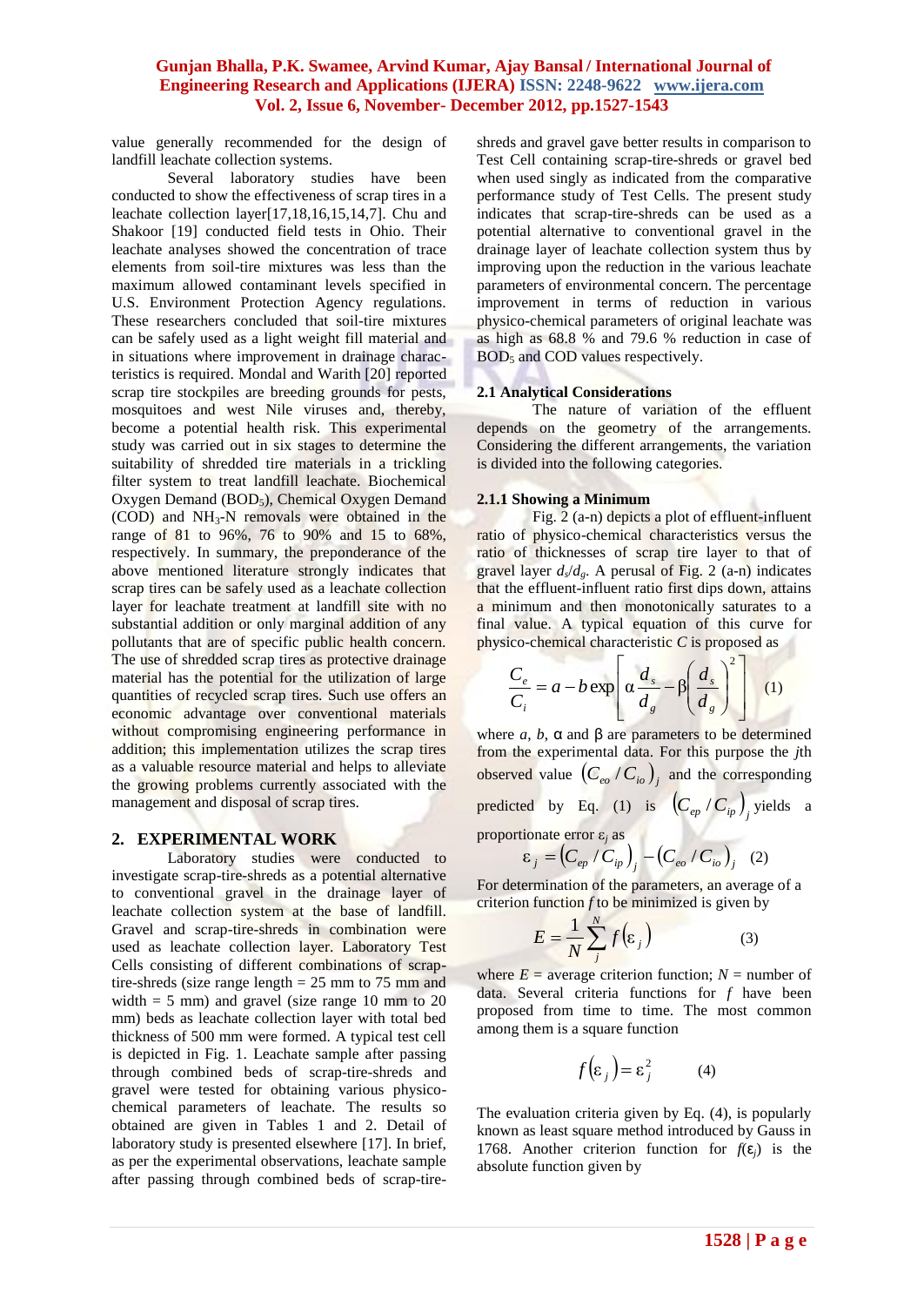value generally recommended for the design of landfill leachate collection systems.

Several laboratory studies have been conducted to show the effectiveness of scrap tires in a leachate collection layer[17,18,16,15,14,7]. Chu and Shakoor [19] conducted field tests in Ohio. Their leachate analyses showed the concentration of trace elements from soil-tire mixtures was less than the maximum allowed contaminant levels specified in U.S. Environment Protection Agency regulations. These researchers concluded that soil-tire mixtures can be safely used as a light weight fill material and in situations where improvement in drainage characteristics is required. Mondal and Warith [20] reported scrap tire stockpiles are breeding grounds for pests, mosquitoes and west Nile viruses and, thereby, become a potential health risk. This experimental study was carried out in six stages to determine the suitability of shredded tire materials in a trickling filter system to treat landfill leachate. Biochemical Oxygen Demand ($BOD_5$), Chemical Oxygen Demand (COD) and $NH_3$-N removals were obtained in the range of 81 to 96%, 76 to 90% and 15 to 68%, respectively. In summary, the preponderance of the above mentioned literature strongly indicates that scrap tires can be safely used as a leachate collection layer for leachate treatment at landfill site with no substantial addition or only marginal addition of any pollutants that are of specific public health concern. The use of shredded scrap tires as protective drainage material has the potential for the utilization of large quantities of recycled scrap tires. Such use offers an economic advantage over conventional materials without compromising engineering performance in addition; this implementation utilizes the scrap tires as a valuable resource material and helps to alleviate the growing problems currently associated with the management and disposal of scrap tires.

## 2. EXPERIMENTAL WORK

Laboratory studies were conducted to investigate scrap-tire-shreds as a potential alternative to conventional gravel in the drainage layer of leachate collection system at the base of landfill. Gravel and scrap-tire-shreds in combination were used as leachate collection layer. Laboratory Test Cells consisting of different combinations of scrap-tire-shreds (size range length = 25 mm to 75 mm and width = 5 mm) and gravel (size range 10 mm to 20 mm) beds as leachate collection layer with total bed thickness of 500 mm were formed. A typical test cell is depicted in Fig. 1. Leachate sample after passing through combined beds of scrap-tire-shreds and gravel were tested for obtaining various physico-chemical parameters of leachate. The results so obtained are given in Tables 1 and 2. Detail of laboratory study is presented elsewhere [17]. In brief, as per the experimental observations, leachate sample after passing through combined beds of scrap-tire-shreds and gravel gave better results in comparison to Test Cell containing scrap-tire-shreds or gravel bed when used singly as indicated from the comparative performance study of Test Cells. The present study indicates that scrap-tire-shreds can be used as a potential alternative to conventional gravel in the drainage layer of leachate collection system thus by improving upon the reduction in the various leachate parameters of environmental concern. The percentage improvement in terms of reduction in various physico-chemical parameters of original leachate was as high as 68.8 % and 79.6 % reduction in case of $BOD_5$ and COD values respectively.

### 2.1 Analytical Considerations

The nature of variation of the effluent depends on the geometry of the arrangements. Considering the different arrangements, the variation is divided into the following categories.

#### 2.1.1 Showing a Minimum

Fig. 2 (a-n) depicts a plot of effluent-influent ratio of physico-chemical characteristics versus the ratio of thicknesses of scrap tire layer to that of gravel layer $d_s/d_g$. A perusal of Fig. 2 (a-n) indicates that the effluent-influent ratio first dips down, attains a minimum and then monotonically saturates to a final value. A typical equation of this curve for physico-chemical characteristic $C$ is proposed as

$$\frac{C_e}{C_i} = a - b\exp\left[\alpha\frac{d_s}{d_g} - \beta\left(\frac{d_s}{d_g}\right)^2\right] \quad (1)$$

where $a$, $b$, α and β are parameters to be determined from the experimental data. For this purpose the $j$th observed value $\left(C_{eo}/C_{io}\right)_j$ and the corresponding predicted by Eq. (1) is $\left(C_{ep}/C_{ip}\right)_j$ yields a proportionate error $\varepsilon_j$ as

$$\varepsilon_j = \left(C_{ep}/C_{ip}\right)_j - \left(C_{eo}/C_{io}\right)_j \quad (2)$$

For determination of the parameters, an average of a criterion function $f$ to be minimized is given by

$$E = \frac{1}{N}\sum_{j}^{N} f\left(\varepsilon_j\right) \quad (3)$$

where $E$ = average criterion function; $N$ = number of data. Several criteria functions for $f$ have been proposed from time to time. The most common among them is a square function

$$f\left(\varepsilon_j\right) = \varepsilon_j^2 \quad (4)$$

The evaluation criteria given by Eq. (4), is popularly known as least square method introduced by Gauss in 1768. Another criterion function for $f(\varepsilon_j)$ is the absolute function given by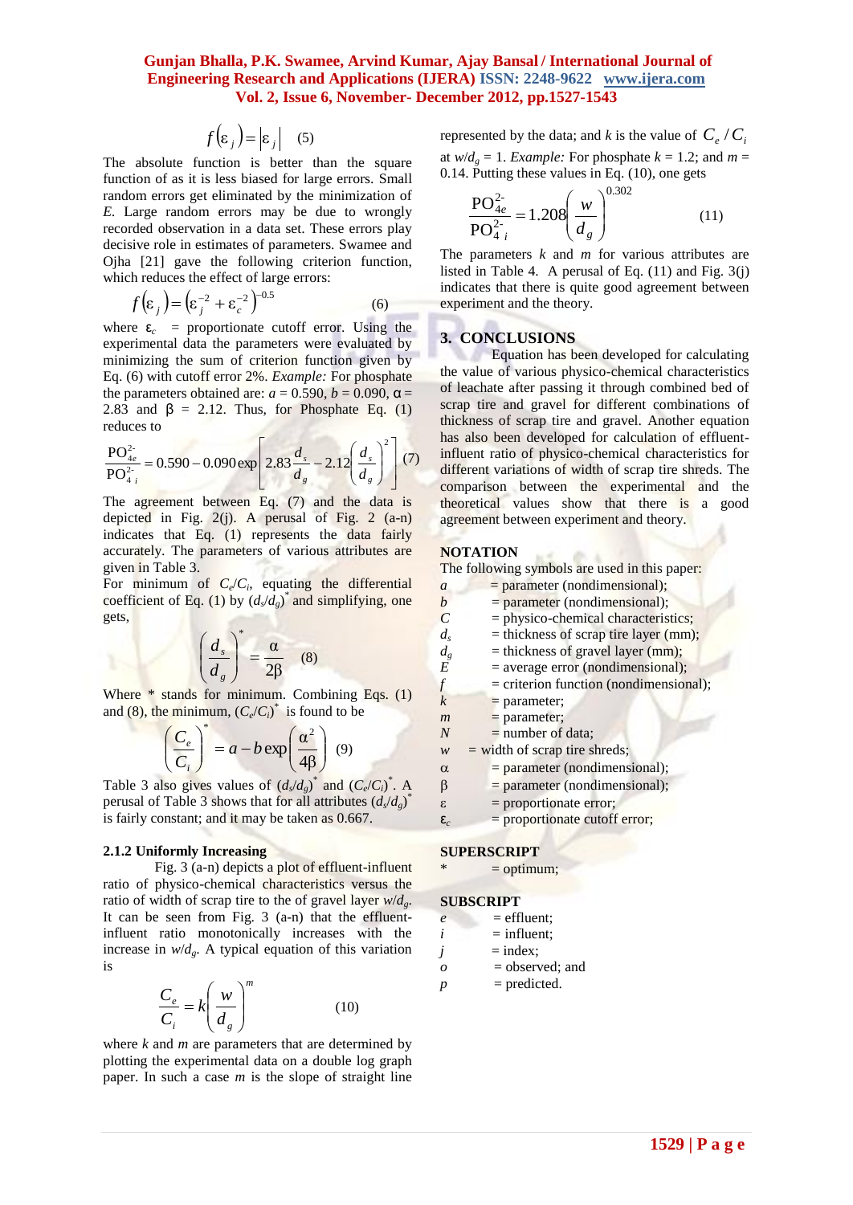$$f(\varepsilon_j) = |\varepsilon_j| \quad (5)$$

The absolute function is better than the square function of as it is less biased for large errors. Small random errors get eliminated by the minimization of $E$. Large random errors may be due to wrongly recorded observation in a data set. These errors play decisive role in estimates of parameters. Swamee and Ojha [21] gave the following criterion function, which reduces the effect of large errors:

$$f(\varepsilon_j) = \left(\varepsilon_j^{-2} + \varepsilon_c^{-2}\right)^{-0.5} \quad (6)$$

where $\varepsilon_c$ = proportionate cutoff error. Using the experimental data the parameters were evaluated by minimizing the sum of criterion function given by Eq. (6) with cutoff error 2%. *Example:* For phosphate the parameters obtained are: $a$ = 0.590, $b$ = 0.090, $\alpha$ = 2.83 and $\beta$ = 2.12. Thus, for Phosphate Eq. (1) reduces to

$$\frac{PO_{4e}^{2-}}{PO_{4\,i}^{2-}} = 0.590 - 0.090\exp\left[2.83\frac{d_s}{d_g} - 2.12\left(\frac{d_s}{d_g}\right)^2\right] \quad (7)$$

The agreement between Eq. (7) and the data is depicted in Fig. 2(j). A perusal of Fig. 2 (a-n) indicates that Eq. (1) represents the data fairly accurately. The parameters of various attributes are given in Table 3.

For minimum of $C_e/C_i$, equating the differential coefficient of Eq. (1) by $(d_s/d_g)^*$ and simplifying, one gets,

$$\left(\frac{d_s}{d_g}\right)^* = \frac{\alpha}{2\beta} \quad (8)$$

Where * stands for minimum. Combining Eqs. (1) and (8), the minimum, $(C_e/C_i)^*$ is found to be

$$\left(\frac{C_e}{C_i}\right)^* = a - b\exp\left(\frac{\alpha^2}{4\beta}\right) \quad (9)$$

Table 3 also gives values of $(d_s/d_g)^*$ and $(C_e/C_i)^*$. A perusal of Table 3 shows that for all attributes $(d_s/d_g)^*$ is fairly constant; and it may be taken as 0.667.

### 2.1.2 Uniformly Increasing

Fig. 3 (a-n) depicts a plot of effluent-influent ratio of physico-chemical characteristics versus the ratio of width of scrap tire to the of the gravel layer $w/d_g$. It can be seen from Fig. 3 (a-n) that the effluent-influent ratio monotonically increases with the increase in $w/d_g$. A typical equation of this variation is

$$\frac{C_e}{C_i} = k\left(\frac{w}{d_g}\right)^m \quad (10)$$

where $k$ and $m$ are parameters that are determined by plotting the experimental data on a double log graph paper. In such a case $m$ is the slope of straight line represented by the data; and $k$ is the value of $C_e/C_i$ at $w/d_g$ = 1. *Example:* For phosphate $k$ = 1.2; and $m$ = 0.14. Putting these values in Eq. (10), one gets

$$\frac{PO_{4e}^{2-}}{PO_{4\,i}^{2-}} = 1.208\left(\frac{w}{d_g}\right)^{0.302} \quad (11)$$

The parameters $k$ and $m$ for various attributes are listed in Table 4. A perusal of Eq. (11) and Fig. 3(j) indicates that there is quite good agreement between experiment and the theory.

## 3. CONCLUSIONS

Equation has been developed for calculating the value of various physico-chemical characteristics of leachate after passing it through combined bed of scrap tire and gravel for different combinations of thickness of scrap tire and gravel. Another equation has also been developed for calculation of effluent-influent ratio of physico-chemical characteristics for different variations of width of scrap tire shreds. The comparison between the experimental and the theoretical values show that there is a good agreement between experiment and theory.

## NOTATION

The following symbols are used in this paper:

- $a$ = parameter (nondimensional);
- $b$ = parameter (nondimensional);
- $C$ = physico-chemical characteristics;
- $d_s$ = thickness of scrap tire layer (mm);
- $d_g$ = thickness of gravel layer (mm);
- $E$ = average error (nondimensional);
- $f$ = criterion function (nondimensional);
- $k$ = parameter;
- $m$ = parameter;
- $N$ = number of data;
- $w$ = width of scrap tire shreds;
- $\alpha$ = parameter (nondimensional);
- $\beta$ = parameter (nondimensional);
- $\varepsilon$ = proportionate error;
- $\varepsilon_c$ = proportionate cutoff error;

## SUPERSCRIPT

- * = optimum;

## SUBSCRIPT

- $e$ = effluent;
- $i$ = influent;
- $j$ = index;
- $o$ = observed; and
- $p$ = predicted.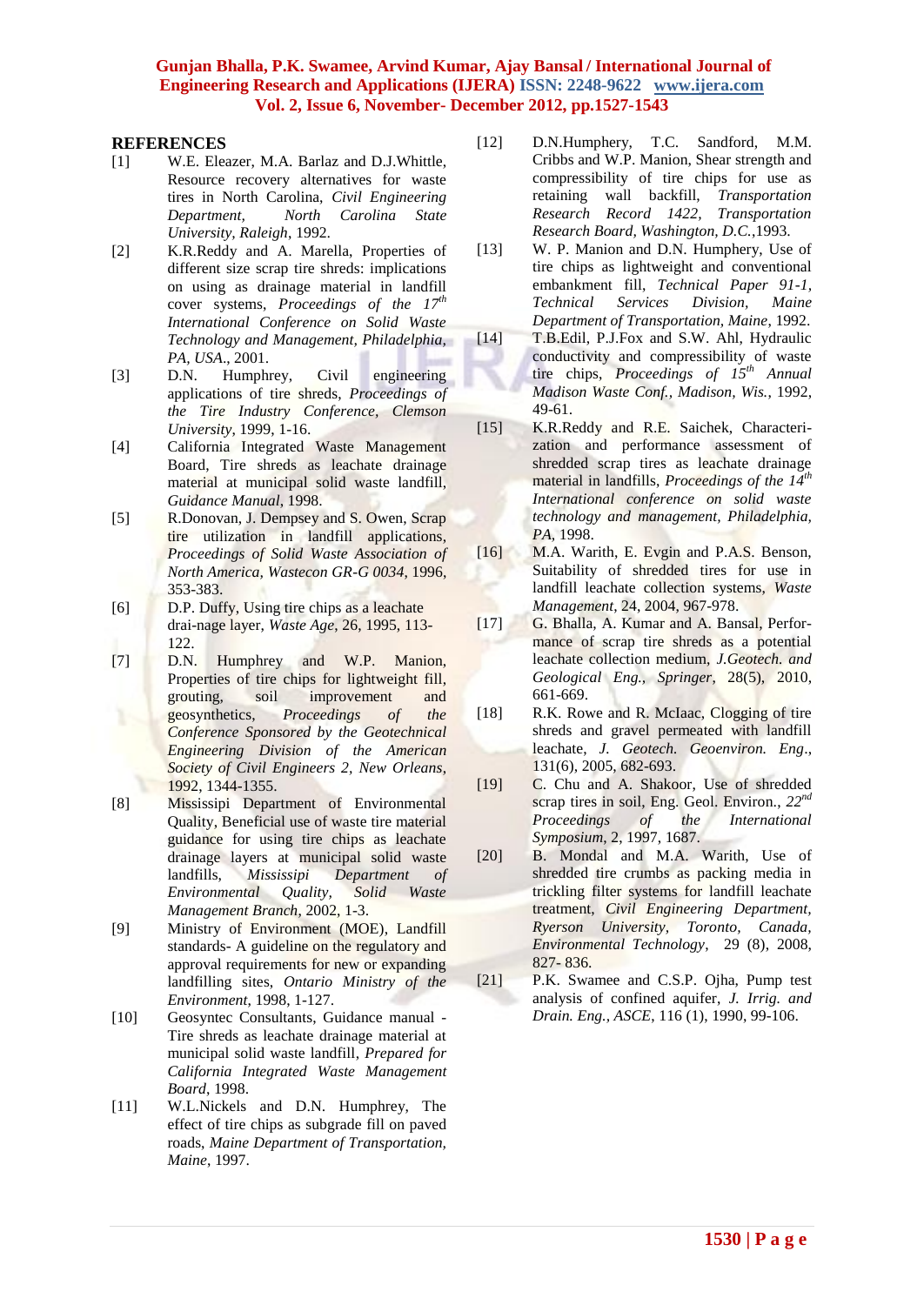## REFERENCES

[1] W.E. Eleazer, M.A. Barlaz and D.J.Whittle, Resource recovery alternatives for waste tires in North Carolina, *Civil Engineering Department, North Carolina State University, Raleigh*, 1992.

[2] K.R.Reddy and A. Marella, Properties of different size scrap tire shreds: implications on using as drainage material in landfill cover systems, *Proceedings of the 17th International Conference on Solid Waste Technology and Management, Philadelphia, PA, USA*., 2001.

[3] D.N. Humphrey, Civil engineering applications of tire shreds, *Proceedings of the Tire Industry Conference, Clemson University*, 1999, 1-16.

[4] California Integrated Waste Management Board, Tire shreds as leachate drainage material at municipal solid waste landfill, *Guidance Manual*, 1998.

[5] R.Donovan, J. Dempsey and S. Owen, Scrap tire utilization in landfill applications, *Proceedings of Solid Waste Association of North America, Wastecon GR-G 0034*, 1996, 353-383.

[6] D.P. Duffy, Using tire chips as a leachate drai-nage layer, *Waste Age*, 26, 1995, 113-122.

[7] D.N. Humphrey and W.P. Manion, Properties of tire chips for lightweight fill, grouting, soil improvement and geosynthetics, *Proceedings of the Conference Sponsored by the Geotechnical Engineering Division of the American Society of Civil Engineers 2, New Orleans*, 1992, 1344-1355.

[8] Mississipi Department of Environmental Quality, Beneficial use of waste tire material guidance for using tire chips as leachate drainage layers at municipal solid waste landfills, *Mississipi Department of Environmental Quality, Solid Waste Management Branch*, 2002, 1-3.

[9] Ministry of Environment (MOE), Landfill standards- A guideline on the regulatory and approval requirements for new or expanding landfilling sites, *Ontario Ministry of the Environment*, 1998, 1-127.

[10] Geosyntec Consultants, Guidance manual - Tire shreds as leachate drainage material at municipal solid waste landfill, *Prepared for California Integrated Waste Management Board*, 1998.

[11] W.L.Nickels and D.N. Humphrey, The effect of tire chips as subgrade fill on paved roads, *Maine Department of Transportation, Maine*, 1997.

[12] D.N.Humphery, T.C. Sandford, M.M. Cribbs and W.P. Manion, Shear strength and compressibility of tire chips for use as retaining wall backfill, *Transportation Research Record 1422, Transportation Research Board, Washington, D.C.*,1993.

[13] W. P. Manion and D.N. Humphery, Use of tire chips as lightweight and conventional embankment fill, *Technical Paper 91-1, Technical Services Division, Maine Department of Transportation, Maine*, 1992.

[14] T.B.Edil, P.J.Fox and S.W. Ahl, Hydraulic conductivity and compressibility of waste tire chips, *Proceedings of 15th Annual Madison Waste Conf., Madison, Wis.*, 1992, 49-61.

[15] K.R.Reddy and R.E. Saichek, Characteri-zation and performance assessment of shredded scrap tires as leachate drainage material in landfills, *Proceedings of the 14th International conference on solid waste technology and management, Philadelphia, PA*, 1998.

[16] M.A. Warith, E. Evgin and P.A.S. Benson, Suitability of shredded tires for use in landfill leachate collection systems, *Waste Management*, 24, 2004, 967-978.

[17] G. Bhalla, A. Kumar and A. Bansal, Perfor-mance of scrap tire shreds as a potential leachate collection medium, *J.Geotech. and Geological Eng., Springer*, 28(5), 2010, 661-669.

[18] R.K. Rowe and R. McIaac, Clogging of tire shreds and gravel permeated with landfill leachate, *J. Geotech. Geoenviron. Eng*., 131(6), 2005, 682-693.

[19] C. Chu and A. Shakoor, Use of shredded scrap tires in soil, Eng. Geol. Environ., *22nd Proceedings of the International Symposium*, 2, 1997, 1687.

[20] B. Mondal and M.A. Warith, Use of shredded tire crumbs as packing media in trickling filter systems for landfill leachate treatment, *Civil Engineering Department, Ryerson University, Toronto, Canada, Environmental Technology*, 29 (8), 2008, 827- 836.

[21] P.K. Swamee and C.S.P. Ojha, Pump test analysis of confined aquifer, *J. Irrig. and Drain. Eng., ASCE*, 116 (1), 1990, 99-106.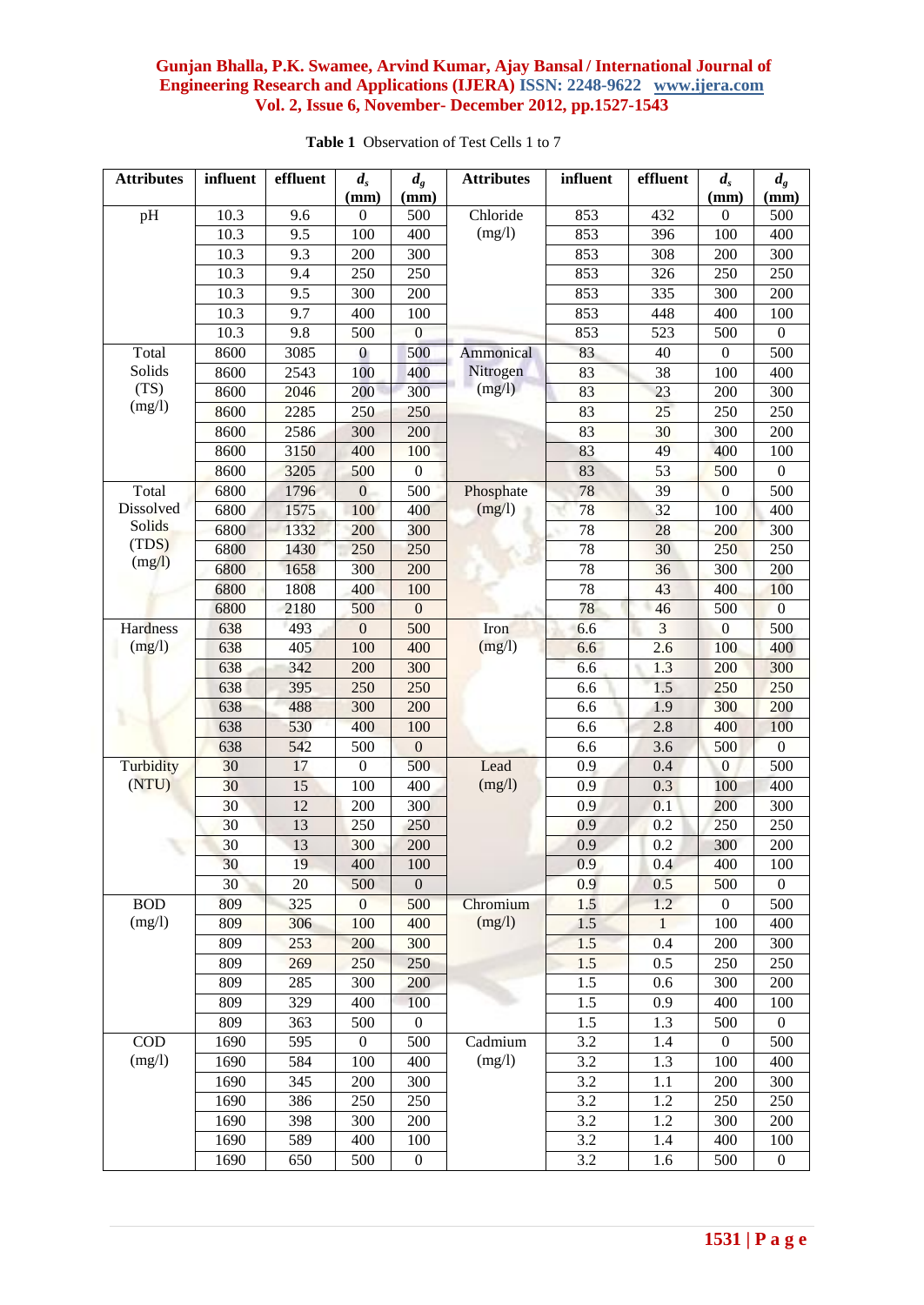**Table 1** Observation of Test Cells 1 to 7

| Attributes | influent | effluent | $d_s$ (mm) | $d_g$ (mm) | Attributes | influent | effluent | $d_s$ (mm) | $d_g$ (mm) |
|---|---|---|---|---|---|---|---|---|---|
| pH | 10.3 | 9.6 | 0 | 500 | Chloride (mg/l) | 853 | 432 | 0 | 500 |
| | 10.3 | 9.5 | 100 | 400 | | 853 | 396 | 100 | 400 |
| | 10.3 | 9.3 | 200 | 300 | | 853 | 308 | 200 | 300 |
| | 10.3 | 9.4 | 250 | 250 | | 853 | 326 | 250 | 250 |
| | 10.3 | 9.5 | 300 | 200 | | 853 | 335 | 300 | 200 |
| | 10.3 | 9.7 | 400 | 100 | | 853 | 448 | 400 | 100 |
| | 10.3 | 9.8 | 500 | 0 | | 853 | 523 | 500 | 0 |
| Total Solids (TS) (mg/l) | 8600 | 3085 | 0 | 500 | Ammonical Nitrogen (mg/l) | 83 | 40 | 0 | 500 |
| | 8600 | 2543 | 100 | 400 | | 83 | 38 | 100 | 400 |
| | 8600 | 2046 | 200 | 300 | | 83 | 23 | 200 | 300 |
| | 8600 | 2285 | 250 | 250 | | 83 | 25 | 250 | 250 |
| | 8600 | 2586 | 300 | 200 | | 83 | 30 | 300 | 200 |
| | 8600 | 3150 | 400 | 100 | | 83 | 49 | 400 | 100 |
| | 8600 | 3205 | 500 | 0 | | 83 | 53 | 500 | 0 |
| Total Dissolved Solids (TDS) (mg/l) | 6800 | 1796 | 0 | 500 | Phosphate (mg/l) | 78 | 39 | 0 | 500 |
| | 6800 | 1575 | 100 | 400 | | 78 | 32 | 100 | 400 |
| | 6800 | 1332 | 200 | 300 | | 78 | 28 | 200 | 300 |
| | 6800 | 1430 | 250 | 250 | | 78 | 30 | 250 | 250 |
| | 6800 | 1658 | 300 | 200 | | 78 | 36 | 300 | 200 |
| | 6800 | 1808 | 400 | 100 | | 78 | 43 | 400 | 100 |
| | 6800 | 2180 | 500 | 0 | | 78 | 46 | 500 | 0 |
| Hardness (mg/l) | 638 | 493 | 0 | 500 | Iron (mg/l) | 6.6 | 3 | 0 | 500 |
| | 638 | 405 | 100 | 400 | | 6.6 | 2.6 | 100 | 400 |
| | 638 | 342 | 200 | 300 | | 6.6 | 1.3 | 200 | 300 |
| | 638 | 395 | 250 | 250 | | 6.6 | 1.5 | 250 | 250 |
| | 638 | 488 | 300 | 200 | | 6.6 | 1.9 | 300 | 200 |
| | 638 | 530 | 400 | 100 | | 6.6 | 2.8 | 400 | 100 |
| | 638 | 542 | 500 | 0 | | 6.6 | 3.6 | 500 | 0 |
| Turbidity (NTU) | 30 | 17 | 0 | 500 | Lead (mg/l) | 0.9 | 0.4 | 0 | 500 |
| | 30 | 15 | 100 | 400 | | 0.9 | 0.3 | 100 | 400 |
| | 30 | 12 | 200 | 300 | | 0.9 | 0.1 | 200 | 300 |
| | 30 | 13 | 250 | 250 | | 0.9 | 0.2 | 250 | 250 |
| | 30 | 13 | 300 | 200 | | 0.9 | 0.2 | 300 | 200 |
| | 30 | 19 | 400 | 100 | | 0.9 | 0.4 | 400 | 100 |
| | 30 | 20 | 500 | 0 | | 0.9 | 0.5 | 500 | 0 |
| BOD (mg/l) | 809 | 325 | 0 | 500 | Chromium (mg/l) | 1.5 | 1.2 | 0 | 500 |
| | 809 | 306 | 100 | 400 | | 1.5 | 1 | 100 | 400 |
| | 809 | 253 | 200 | 300 | | 1.5 | 0.4 | 200 | 300 |
| | 809 | 269 | 250 | 250 | | 1.5 | 0.5 | 250 | 250 |
| | 809 | 285 | 300 | 200 | | 1.5 | 0.6 | 300 | 200 |
| | 809 | 329 | 400 | 100 | | 1.5 | 0.9 | 400 | 100 |
| | 809 | 363 | 500 | 0 | | 1.5 | 1.3 | 500 | 0 |
| COD (mg/l) | 1690 | 595 | 0 | 500 | Cadmium (mg/l) | 3.2 | 1.4 | 0 | 500 |
| | 1690 | 584 | 100 | 400 | | 3.2 | 1.3 | 100 | 400 |
| | 1690 | 345 | 200 | 300 | | 3.2 | 1.1 | 200 | 300 |
| | 1690 | 386 | 250 | 250 | | 3.2 | 1.2 | 250 | 250 |
| | 1690 | 398 | 300 | 200 | | 3.2 | 1.2 | 300 | 200 |
| | 1690 | 589 | 400 | 100 | | 3.2 | 1.4 | 400 | 100 |
| | 1690 | 650 | 500 | 0 | | 3.2 | 1.6 | 500 | 0 |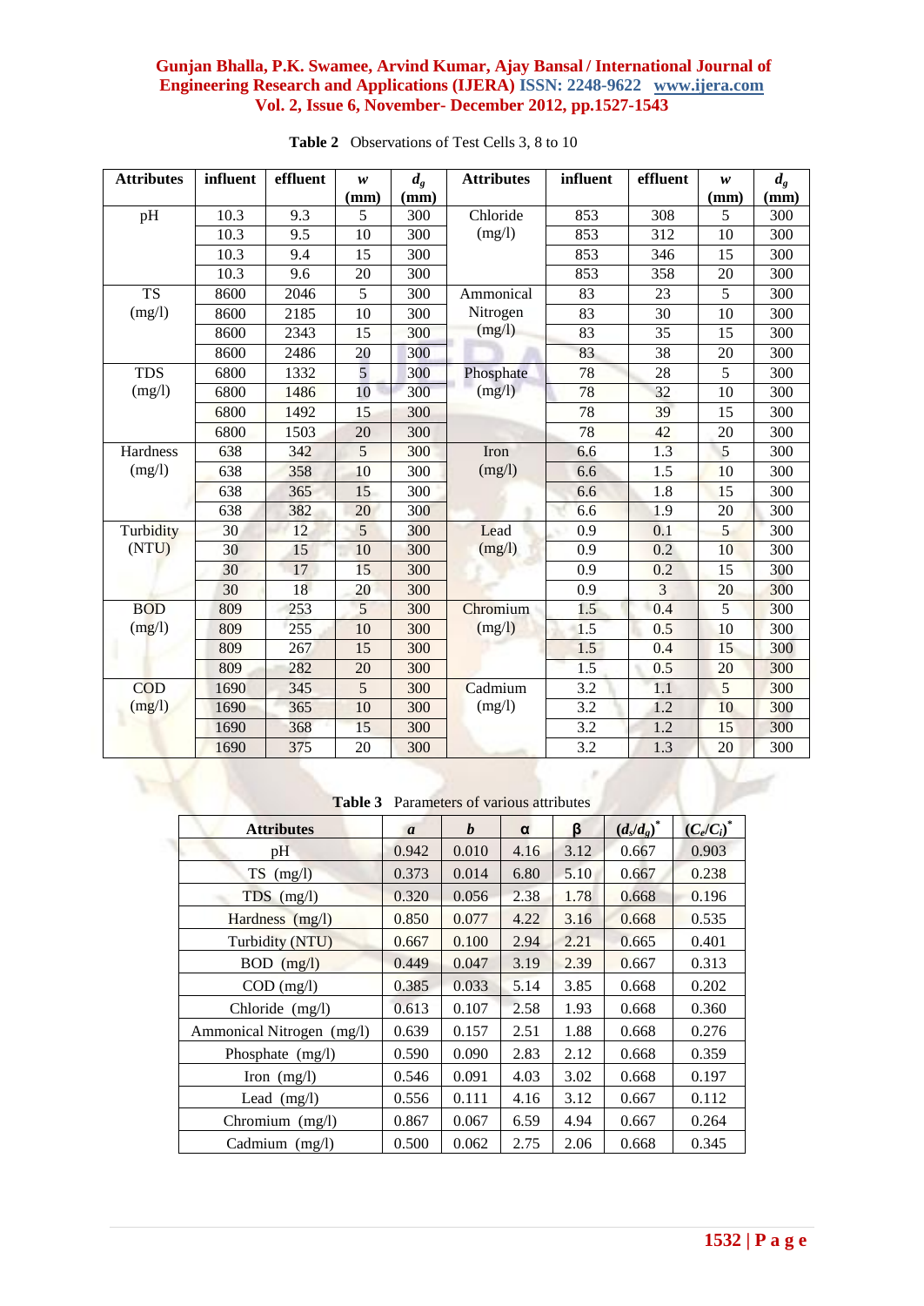**Table 2** Observations of Test Cells 3, 8 to 10

| Attributes | influent | effluent | *w* (mm) | $d_g$ (mm) | Attributes | influent | effluent | *w* (mm) | $d_g$ (mm) |
|---|---|---|---|---|---|---|---|---|---|
| pH | 10.3 | 9.3 | 5 | 300 | Chloride (mg/l) | 853 | 308 | 5 | 300 |
| | 10.3 | 9.5 | 10 | 300 | | 853 | 312 | 10 | 300 |
| | 10.3 | 9.4 | 15 | 300 | | 853 | 346 | 15 | 300 |
| | 10.3 | 9.6 | 20 | 300 | | 853 | 358 | 20 | 300 |
| TS (mg/l) | 8600 | 2046 | 5 | 300 | Ammonical Nitrogen (mg/l) | 83 | 23 | 5 | 300 |
| | 8600 | 2185 | 10 | 300 | | 83 | 30 | 10 | 300 |
| | 8600 | 2343 | 15 | 300 | | 83 | 35 | 15 | 300 |
| | 8600 | 2486 | 20 | 300 | | 83 | 38 | 20 | 300 |
| TDS (mg/l) | 6800 | 1332 | 5 | 300 | Phosphate (mg/l) | 78 | 28 | 5 | 300 |
| | 6800 | 1486 | 10 | 300 | | 78 | 32 | 10 | 300 |
| | 6800 | 1492 | 15 | 300 | | 78 | 39 | 15 | 300 |
| | 6800 | 1503 | 20 | 300 | | 78 | 42 | 20 | 300 |
| Hardness (mg/l) | 638 | 342 | 5 | 300 | Iron (mg/l) | 6.6 | 1.3 | 5 | 300 |
| | 638 | 358 | 10 | 300 | | 6.6 | 1.5 | 10 | 300 |
| | 638 | 365 | 15 | 300 | | 6.6 | 1.8 | 15 | 300 |
| | 638 | 382 | 20 | 300 | | 6.6 | 1.9 | 20 | 300 |
| Turbidity (NTU) | 30 | 12 | 5 | 300 | Lead (mg/l) | 0.9 | 0.1 | 5 | 300 |
| | 30 | 15 | 10 | 300 | | 0.9 | 0.2 | 10 | 300 |
| | 30 | 17 | 15 | 300 | | 0.9 | 0.2 | 15 | 300 |
| | 30 | 18 | 20 | 300 | | 0.9 | 3 | 20 | 300 |
| BOD (mg/l) | 809 | 253 | 5 | 300 | Chromium (mg/l) | 1.5 | 0.4 | 5 | 300 |
| | 809 | 255 | 10 | 300 | | 1.5 | 0.5 | 10 | 300 |
| | 809 | 267 | 15 | 300 | | 1.5 | 0.4 | 15 | 300 |
| | 809 | 282 | 20 | 300 | | 1.5 | 0.5 | 20 | 300 |
| COD (mg/l) | 1690 | 345 | 5 | 300 | Cadmium (mg/l) | 3.2 | 1.1 | 5 | 300 |
| | 1690 | 365 | 10 | 300 | | 3.2 | 1.2 | 10 | 300 |
| | 1690 | 368 | 15 | 300 | | 3.2 | 1.2 | 15 | 300 |
| | 1690 | 375 | 20 | 300 | | 3.2 | 1.3 | 20 | 300 |

**Table 3** Parameters of various attributes

| Attributes | *a* | *b* | α | β | $(d_s/d_g)^*$ | $(C_e/C_i)^*$ |
|---|---|---|---|---|---|---|
| pH | 0.942 | 0.010 | 4.16 | 3.12 | 0.667 | 0.903 |
| TS (mg/l) | 0.373 | 0.014 | 6.80 | 5.10 | 0.667 | 0.238 |
| TDS (mg/l) | 0.320 | 0.056 | 2.38 | 1.78 | 0.668 | 0.196 |
| Hardness (mg/l) | 0.850 | 0.077 | 4.22 | 3.16 | 0.668 | 0.535 |
| Turbidity (NTU) | 0.667 | 0.100 | 2.94 | 2.21 | 0.665 | 0.401 |
| BOD (mg/l) | 0.449 | 0.047 | 3.19 | 2.39 | 0.667 | 0.313 |
| COD (mg/l) | 0.385 | 0.033 | 5.14 | 3.85 | 0.668 | 0.202 |
| Chloride (mg/l) | 0.613 | 0.107 | 2.58 | 1.93 | 0.668 | 0.360 |
| Ammonical Nitrogen (mg/l) | 0.639 | 0.157 | 2.51 | 1.88 | 0.668 | 0.276 |
| Phosphate (mg/l) | 0.590 | 0.090 | 2.83 | 2.12 | 0.668 | 0.359 |
| Iron (mg/l) | 0.546 | 0.091 | 4.03 | 3.02 | 0.668 | 0.197 |
| Lead (mg/l) | 0.556 | 0.111 | 4.16 | 3.12 | 0.667 | 0.112 |
| Chromium (mg/l) | 0.867 | 0.067 | 6.59 | 4.94 | 0.667 | 0.264 |
| Cadmium (mg/l) | 0.500 | 0.062 | 2.75 | 2.06 | 0.668 | 0.345 |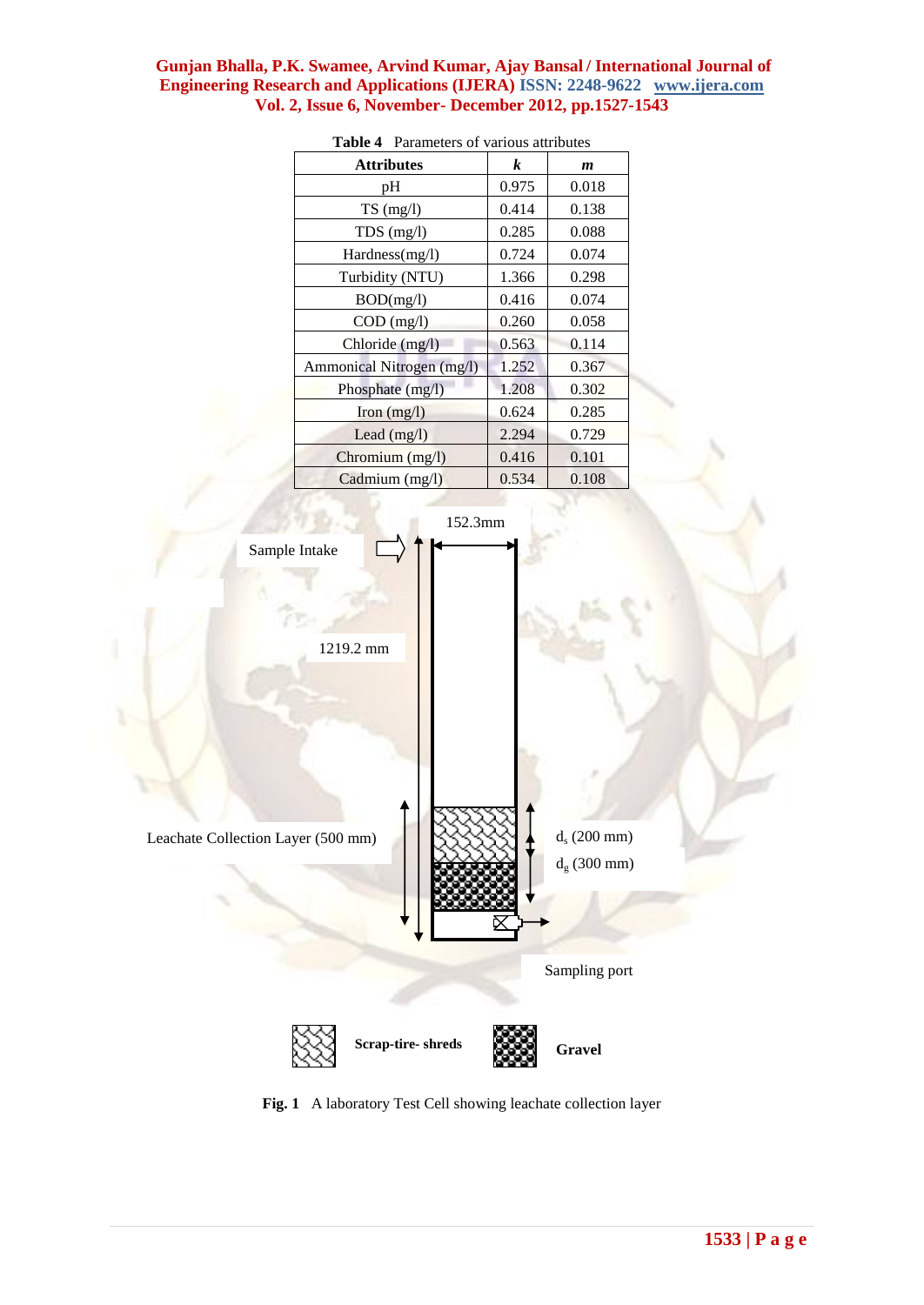**Table 4** Parameters of various attributes

| Attributes | *k* | *m* |
|---|---|---|
| pH | 0.975 | 0.018 |
| TS (mg/l) | 0.414 | 0.138 |
| TDS (mg/l) | 0.285 | 0.088 |
| Hardness(mg/l) | 0.724 | 0.074 |
| Turbidity (NTU) | 1.366 | 0.298 |
| BOD(mg/l) | 0.416 | 0.074 |
| COD (mg/l) | 0.260 | 0.058 |
| Chloride (mg/l) | 0.563 | 0.114 |
| Ammonical Nitrogen (mg/l) | 1.252 | 0.367 |
| Phosphate (mg/l) | 1.208 | 0.302 |
| Iron (mg/l) | 0.624 | 0.285 |
| Lead (mg/l) | 2.294 | 0.729 |
| Chromium (mg/l) | 0.416 | 0.101 |
| Cadmium (mg/l) | 0.534 | 0.108 |

152.3mm

Sample Intake

1219.2 mm

Leachate Collection Layer (500 mm)

$d_s$ (200 mm)

$d_g$ (300 mm)

Sampling port

**Scrap-tire- shreds** **Gravel**

**Fig. 1** A laboratory Test Cell showing leachate collection layer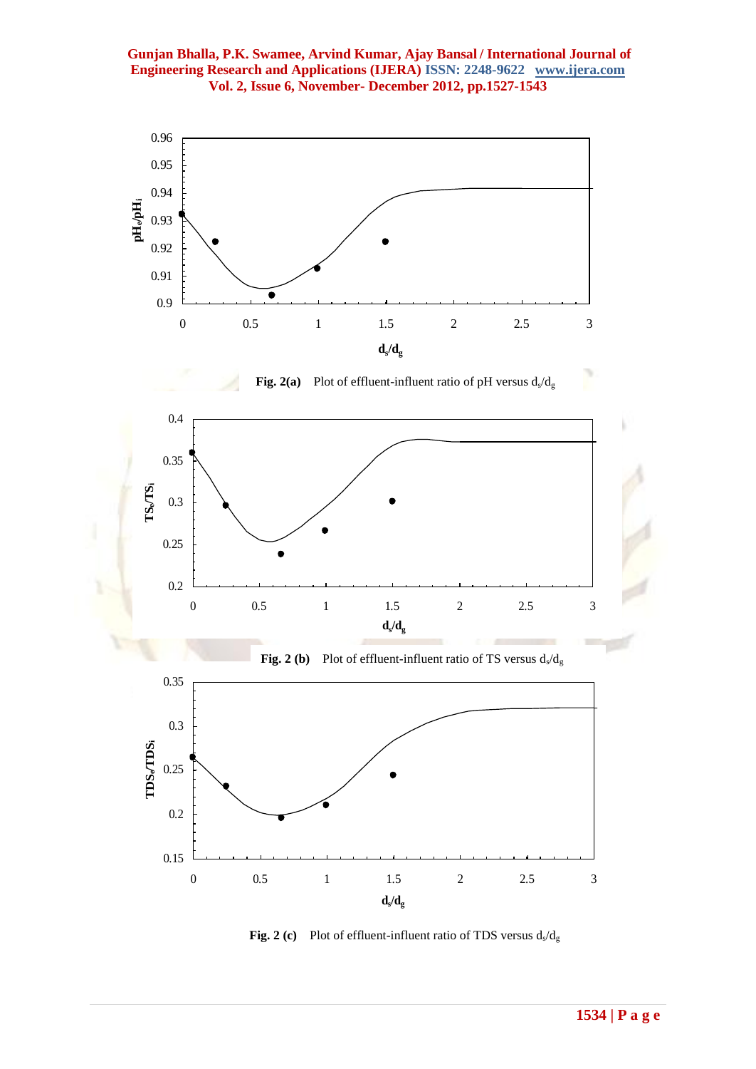**Fig. 2(a)** Plot of effluent-influent ratio of pH versus $d_s/d_g$

**Fig. 2 (b)** Plot of effluent-influent ratio of TS versus $d_s/d_g$

**Fig. 2 (c)** Plot of effluent-influent ratio of TDS versus $d_s/d_g$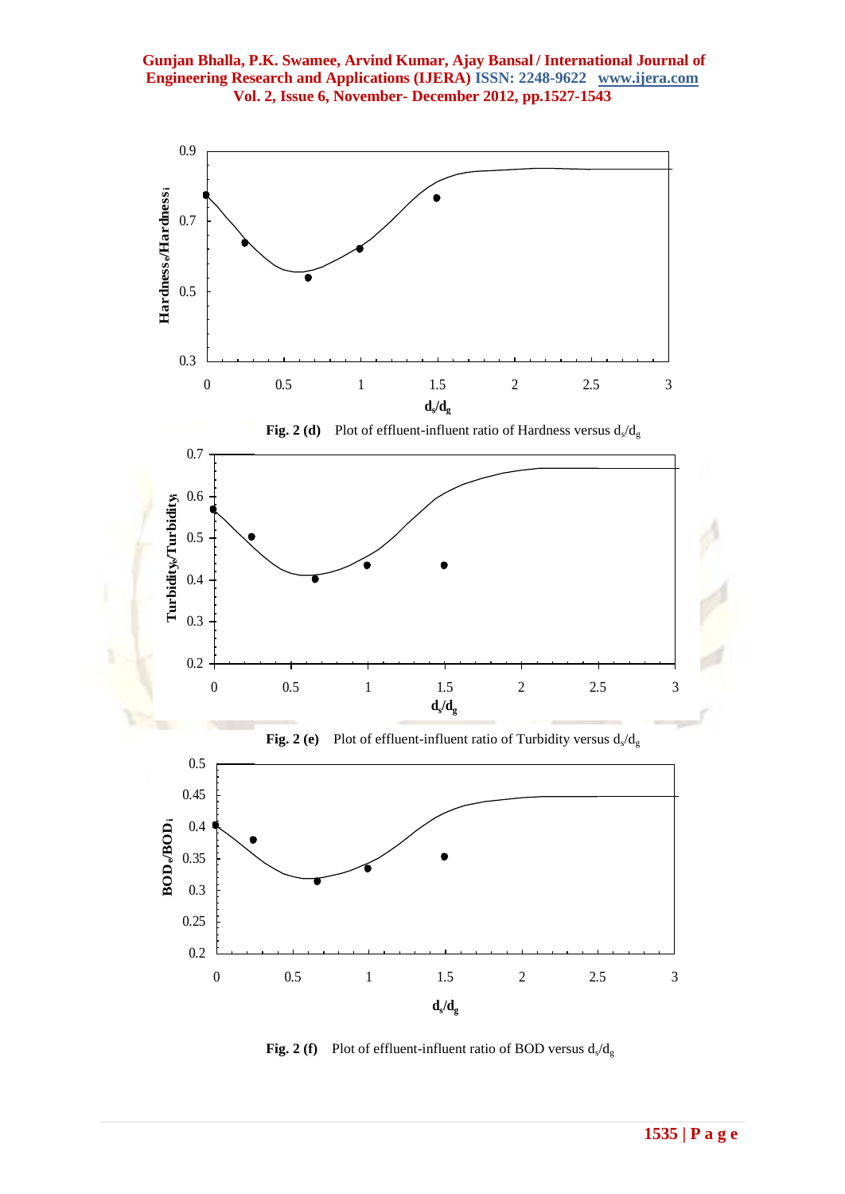**Fig. 2 (d)** Plot of effluent-influent ratio of Hardness versus $d_s/d_g$

**Fig. 2 (e)** Plot of effluent-influent ratio of Turbidity versus $d_s/d_g$

**Fig. 2 (f)** Plot of effluent-influent ratio of BOD versus $d_s/d_g$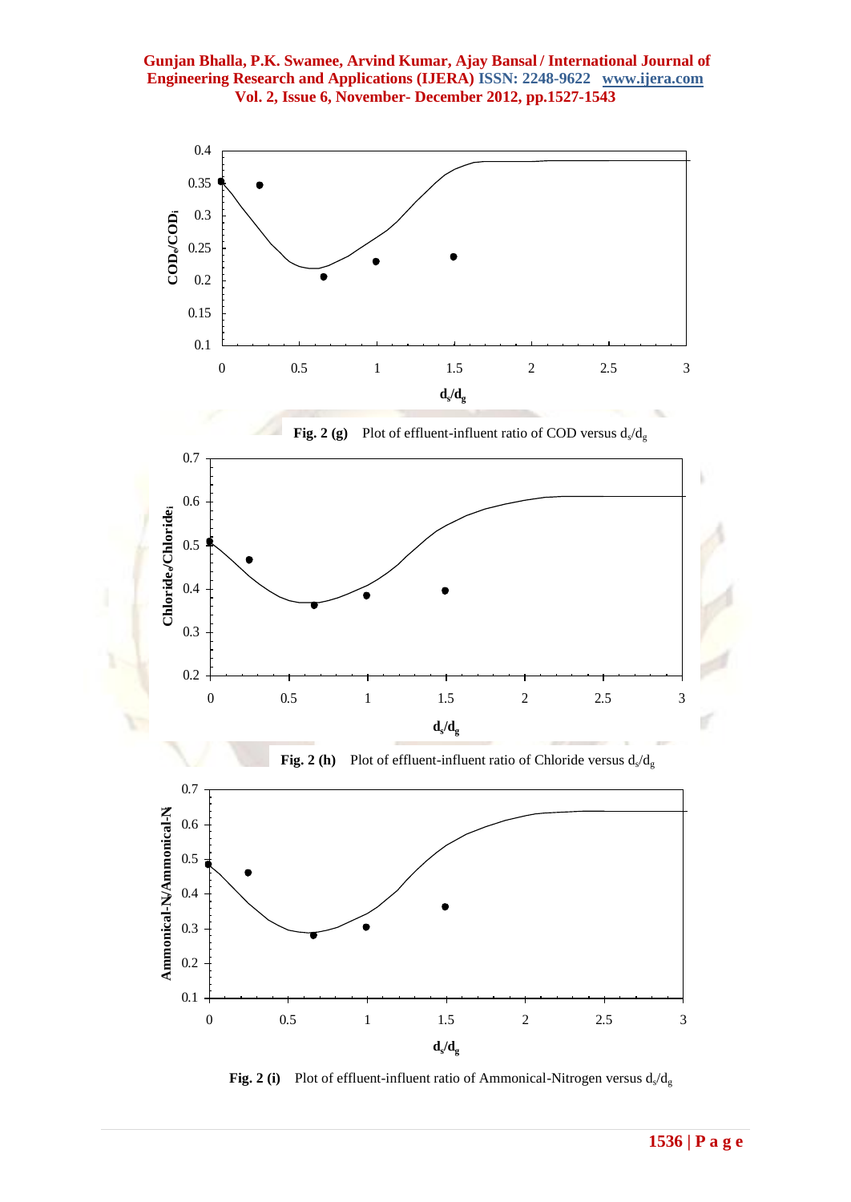**Fig. 2 (g)** Plot of effluent-influent ratio of COD versus $d_s/d_g$

**Fig. 2 (h)** Plot of effluent-influent ratio of Chloride versus $d_s/d_g$

**Fig. 2 (i)** Plot of effluent-influent ratio of Ammonical-Nitrogen versus $d_s/d_g$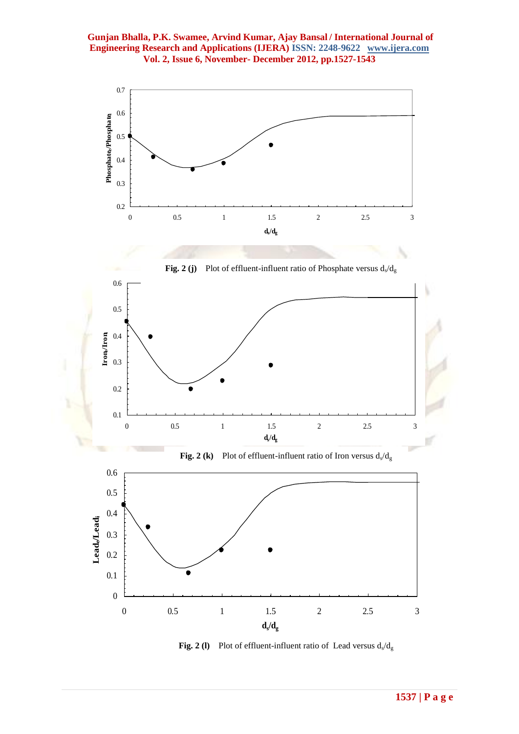Fig. 2 (j) Plot of effluent-influent ratio of Phosphate versus $d_s/d_g$

Fig. 2 (k) Plot of effluent-influent ratio of Iron versus $d_s/d_g$

Fig. 2 (l) Plot of effluent-influent ratio of Lead versus $d_s/d_g$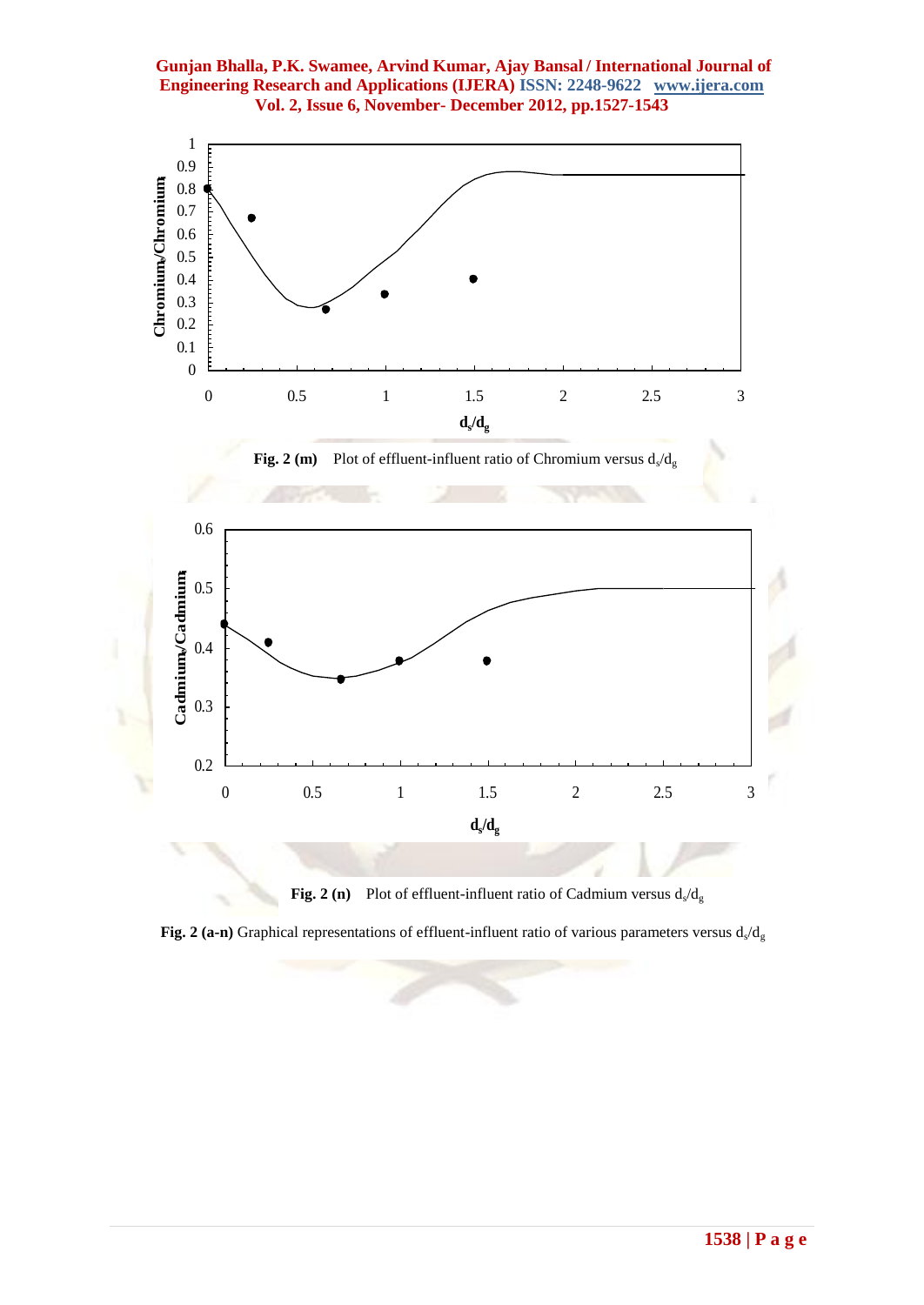**Fig. 2 (m)** Plot of effluent-influent ratio of Chromium versus $d_s/d_g$

**Fig. 2 (n)** Plot of effluent-influent ratio of Cadmium versus $d_s/d_g$

**Fig. 2 (a-n)** Graphical representations of effluent-influent ratio of various parameters versus $d_s/d_g$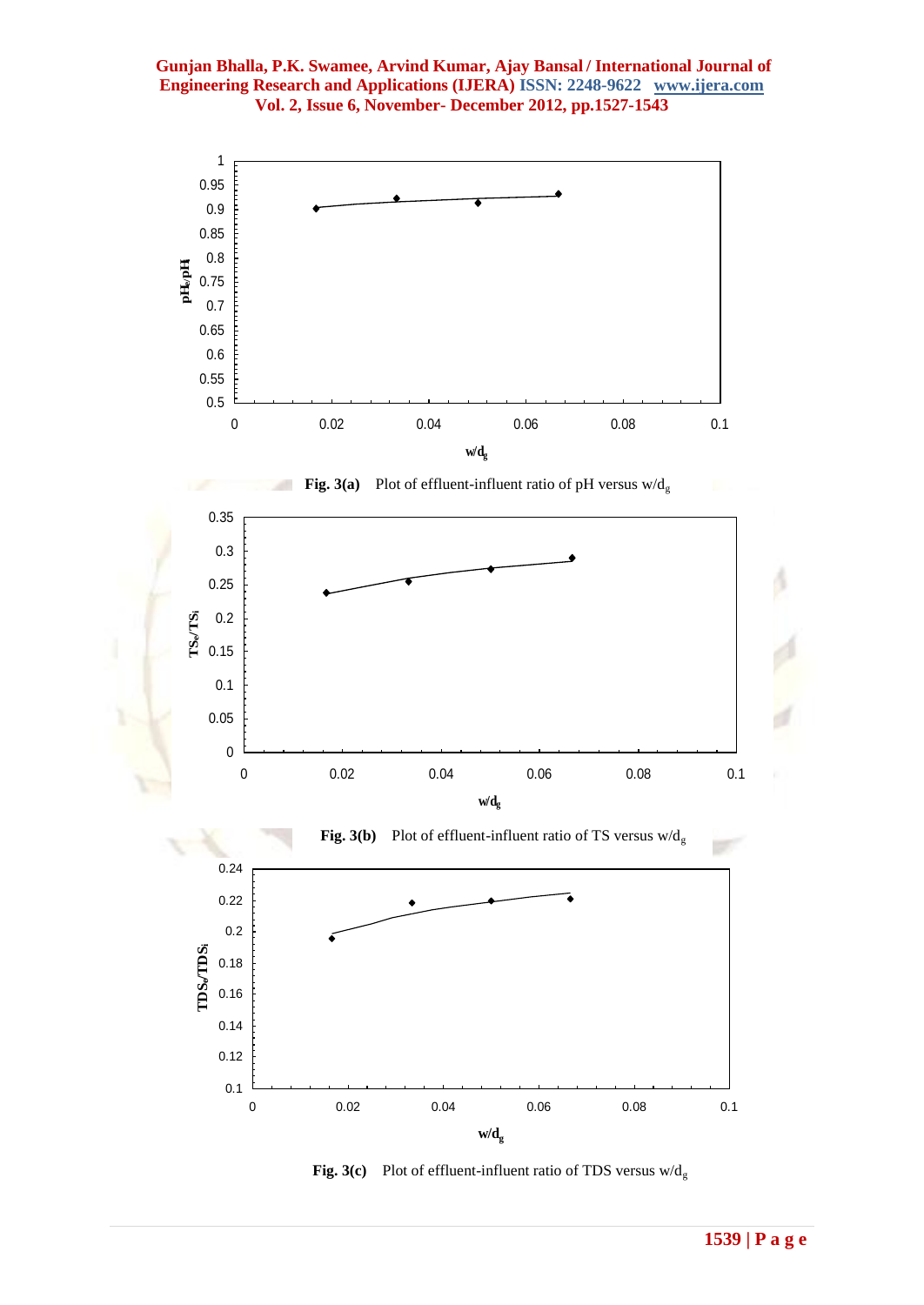Fig. 3(a) Plot of effluent-influent ratio of pH versus $w/d_g$

Fig. 3(b) Plot of effluent-influent ratio of TS versus $w/d_g$

Fig. 3(c) Plot of effluent-influent ratio of TDS versus $w/d_g$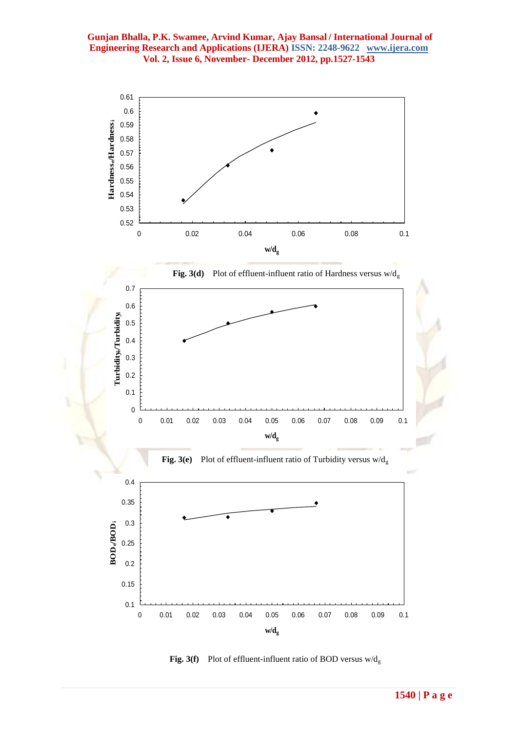Fig. 3(d) Plot of effluent-influent ratio of Hardness versus $w/d_g$

Fig. 3(e) Plot of effluent-influent ratio of Turbidity versus $w/d_g$

Fig. 3(f) Plot of effluent-influent ratio of BOD versus $w/d_g$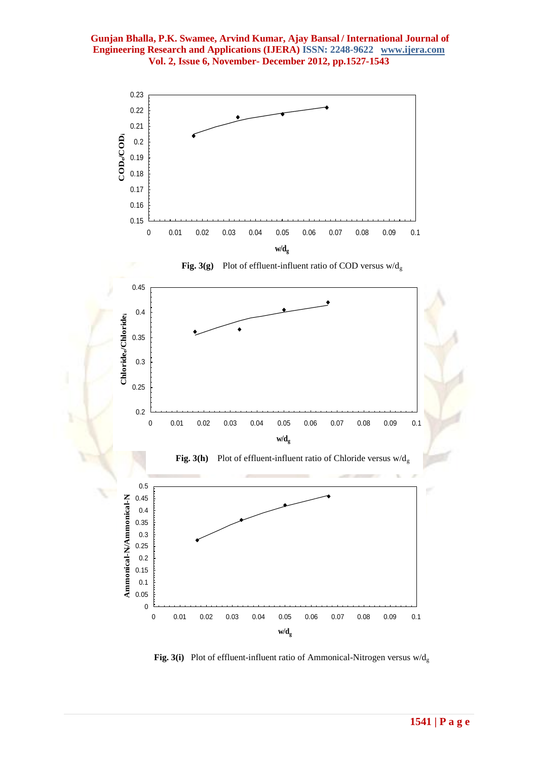**Fig. 3(g)** Plot of effluent-influent ratio of COD versus $w/d_g$

**Fig. 3(h)** Plot of effluent-influent ratio of Chloride versus $w/d_g$

**Fig. 3(i)** Plot of effluent-influent ratio of Ammonical-Nitrogen versus $w/d_g$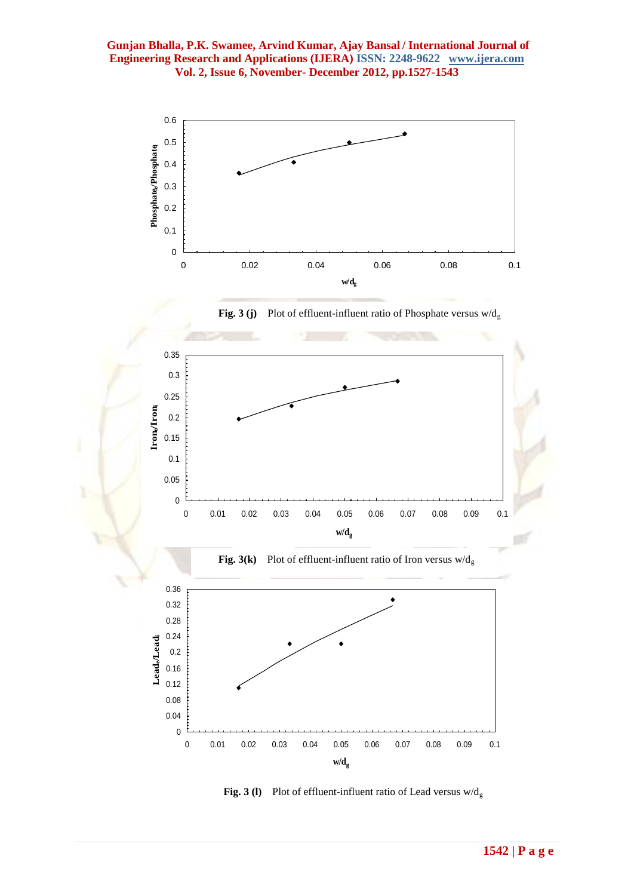Fig. 3 (j) Plot of effluent-influent ratio of Phosphate versus $w/d_g$

Fig. 3(k) Plot of effluent-influent ratio of Iron versus $w/d_g$

Fig. 3 (l) Plot of effluent-influent ratio of Lead versus $w/d_g$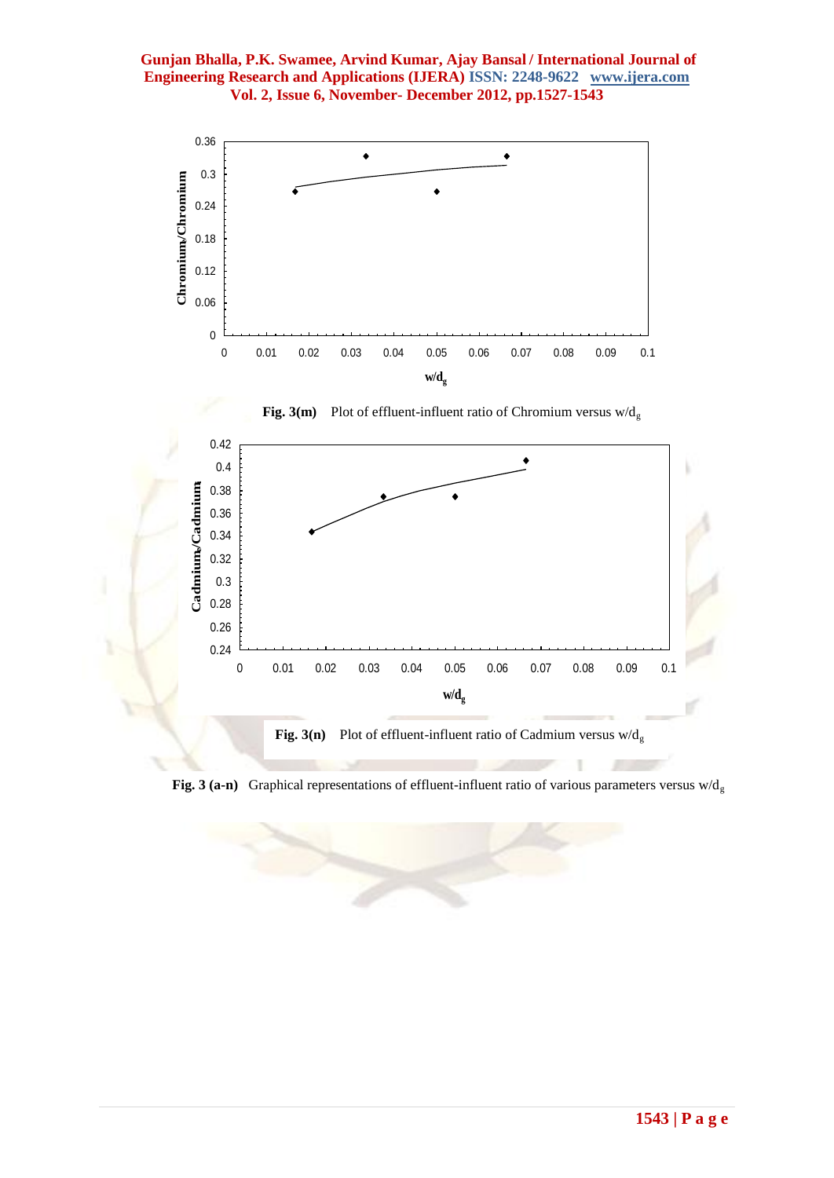0.36
0.3
0.24
0.18
0.12
0.06
0

Chromium$_e$/Chromium

0 0.01 0.02 0.03 0.04 0.05 0.06 0.07 0.08 0.09 0.1

$w/d_g$

**Fig. 3(m)** Plot of effluent-influent ratio of Chromium versus $w/d_g$

0.42
0.4
0.38
0.36
0.34
0.32
0.3
0.28
0.26
0.24

Cadmium$_e$/Cadmium

0 0.01 0.02 0.03 0.04 0.05 0.06 0.07 0.08 0.09 0.1

$w/d_g$

**Fig. 3(n)** Plot of effluent-influent ratio of Cadmium versus $w/d_g$

**Fig. 3 (a-n)** Graphical representations of effluent-influent ratio of various parameters versus $w/d_g$